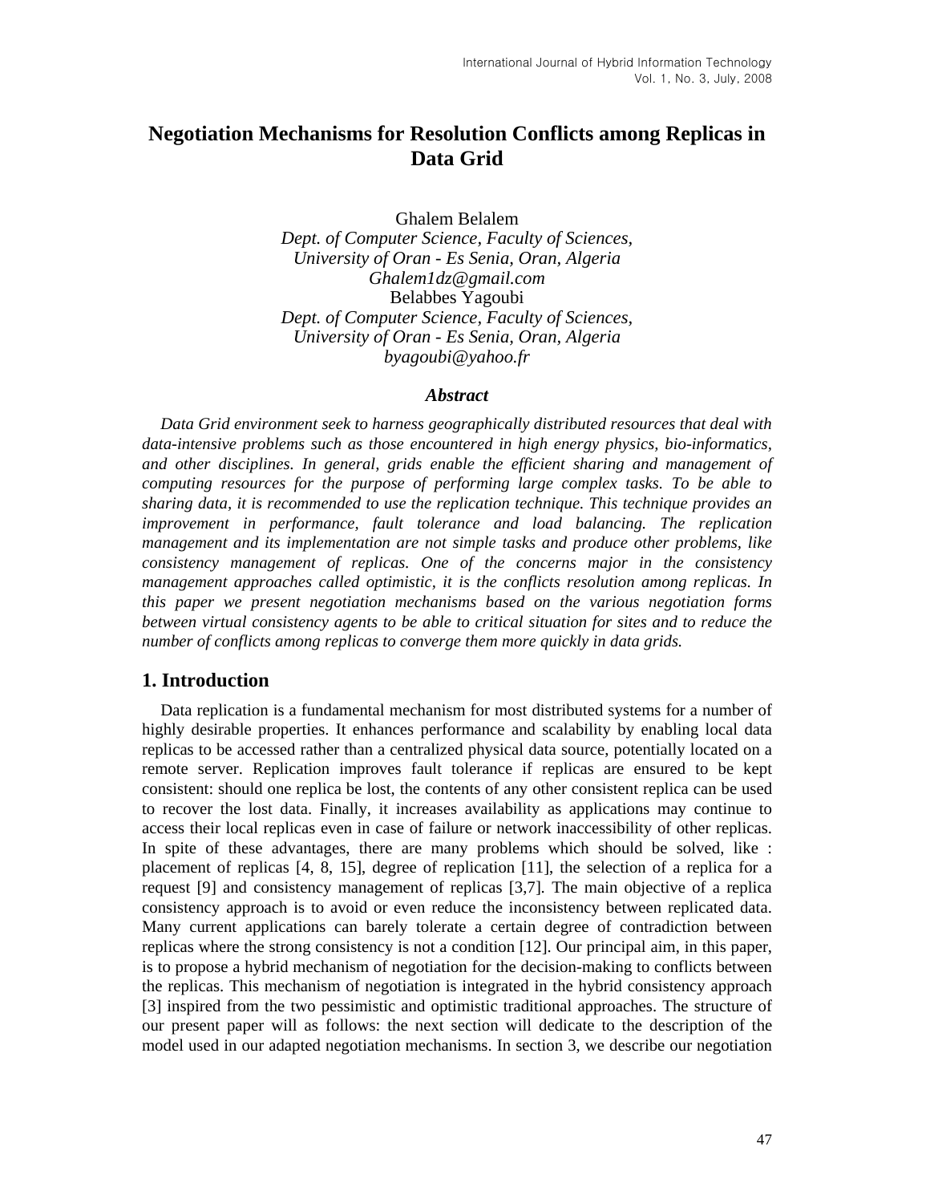# Negotiation Mechanisms for Resolution Conflicts among Replicas in Data Grid

Ghalem Belalem
*Dept. of Computer Science, Faculty of Sciences,*
*University of Oran - Es Senia, Oran, Algeria*
*Ghalem1dz@gmail.com*
Belabbes Yagoubi
*Dept. of Computer Science, Faculty of Sciences,*
*University of Oran - Es Senia, Oran, Algeria*
*byagoubi@yahoo.fr*

### *Abstract*

*Data Grid environment seek to harness geographically distributed resources that deal with data-intensive problems such as those encountered in high energy physics, bio-informatics, and other disciplines. In general, grids enable the efficient sharing and management of computing resources for the purpose of performing large complex tasks. To be able to sharing data, it is recommended to use the replication technique. This technique provides an improvement in performance, fault tolerance and load balancing. The replication management and its implementation are not simple tasks and produce other problems, like consistency management of replicas. One of the concerns major in the consistency management approaches called optimistic, it is the conflicts resolution among replicas. In this paper we present negotiation mechanisms based on the various negotiation forms between virtual consistency agents to be able to critical situation for sites and to reduce the number of conflicts among replicas to converge them more quickly in data grids.*

## 1. Introduction

Data replication is a fundamental mechanism for most distributed systems for a number of highly desirable properties. It enhances performance and scalability by enabling local data replicas to be accessed rather than a centralized physical data source, potentially located on a remote server. Replication improves fault tolerance if replicas are ensured to be kept consistent: should one replica be lost, the contents of any other consistent replica can be used to recover the lost data. Finally, it increases availability as applications may continue to access their local replicas even in case of failure or network inaccessibility of other replicas. In spite of these advantages, there are many problems which should be solved, like : placement of replicas [4, 8, 15], degree of replication [11], the selection of a replica for a request [9] and consistency management of replicas [3,7]. The main objective of a replica consistency approach is to avoid or even reduce the inconsistency between replicated data. Many current applications can barely tolerate a certain degree of contradiction between replicas where the strong consistency is not a condition [12]. Our principal aim, in this paper, is to propose a hybrid mechanism of negotiation for the decision-making to conflicts between the replicas. This mechanism of negotiation is integrated in the hybrid consistency approach [3] inspired from the two pessimistic and optimistic traditional approaches. The structure of our present paper will as follows: the next section will dedicate to the description of the model used in our adapted negotiation mechanisms. In section 3, we describe our negotiation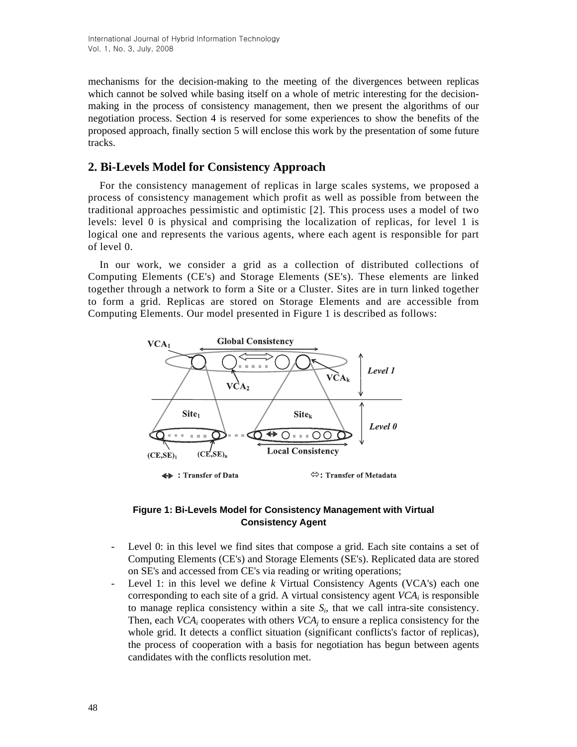mechanisms for the decision-making to the meeting of the divergences between replicas which cannot be solved while basing itself on a whole of metric interesting for the decision-making in the process of consistency management, then we present the algorithms of our negotiation process. Section 4 is reserved for some experiences to show the benefits of the proposed approach, finally section 5 will enclose this work by the presentation of some future tracks.

## 2. Bi-Levels Model for Consistency Approach

For the consistency management of replicas in large scales systems, we proposed a process of consistency management which profit as well as possible from between the traditional approaches pessimistic and optimistic [2]. This process uses a model of two levels: level 0 is physical and comprising the localization of replicas, for level 1 is logical one and represents the various agents, where each agent is responsible for part of level 0.

In our work, we consider a grid as a collection of distributed collections of Computing Elements (CE's) and Storage Elements (SE's). These elements are linked together through a network to form a Site or a Cluster. Sites are in turn linked together to form a grid. Replicas are stored on Storage Elements and are accessible from Computing Elements. Our model presented in Figure 1 is described as follows:

**Figure 1: Bi-Levels Model for Consistency Management with Virtual Consistency Agent**

- Level 0: in this level we find sites that compose a grid. Each site contains a set of Computing Elements (CE's) and Storage Elements (SE's). Replicated data are stored on SE's and accessed from CE's via reading or writing operations;
- Level 1: in this level we define $k$ Virtual Consistency Agents (VCA's) each one corresponding to each site of a grid. A virtual consistency agent $VCA_i$ is responsible to manage replica consistency within a site $S_i$, that we call intra-site consistency. Then, each $VCA_i$ cooperates with others $VCA_j$ to ensure a replica consistency for the whole grid. It detects a conflict situation (significant conflicts's factor of replicas), the process of cooperation with a basis for negotiation has begun between agents candidates with the conflicts resolution met.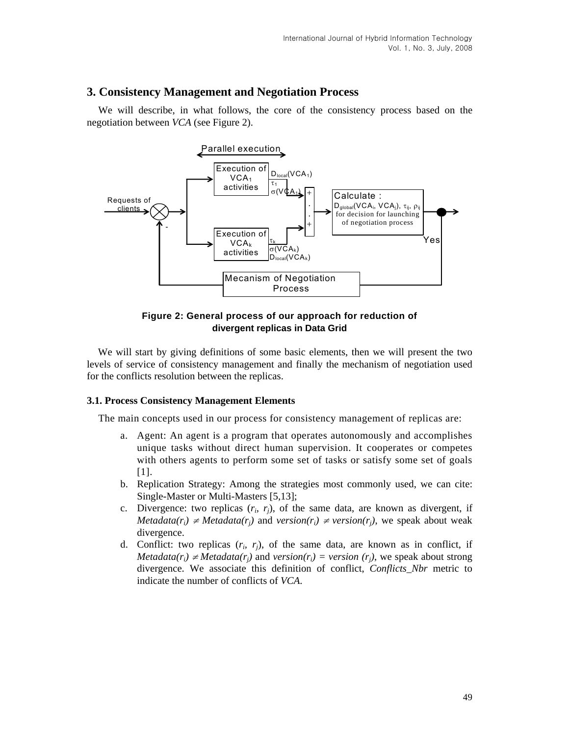## 3. Consistency Management and Negotiation Process

We will describe, in what follows, the core of the consistency process based on the negotiation between *VCA* (see Figure 2).

**Figure 2: General process of our approach for reduction of divergent replicas in Data Grid**

We will start by giving definitions of some basic elements, then we will present the two levels of service of consistency management and finally the mechanism of negotiation used for the conflicts resolution between the replicas.

### 3.1. Process Consistency Management Elements

The main concepts used in our process for consistency management of replicas are:

a. Agent: An agent is a program that operates autonomously and accomplishes unique tasks without direct human supervision. It cooperates or competes with others agents to perform some set of tasks or satisfy some set of goals [1].

b. Replication Strategy: Among the strategies most commonly used, we can cite: Single-Master or Multi-Masters [5,13];

c. Divergence: two replicas ($r_i$, $r_j$), of the same data, are known as divergent, if $Metadata(r_i) \neq Metadata(r_j)$ and $version(r_i) \neq version(r_j)$, we speak about weak divergence.

d. Conflict: two replicas ($r_i$, $r_j$), of the same data, are known as in conflict, if $Metadata(r_i) \neq Metadata(r_j)$ and $version(r_i) = version(r_j)$, we speak about strong divergence. We associate this definition of conflict, *Conflicts_Nbr* metric to indicate the number of conflicts of *VCA*.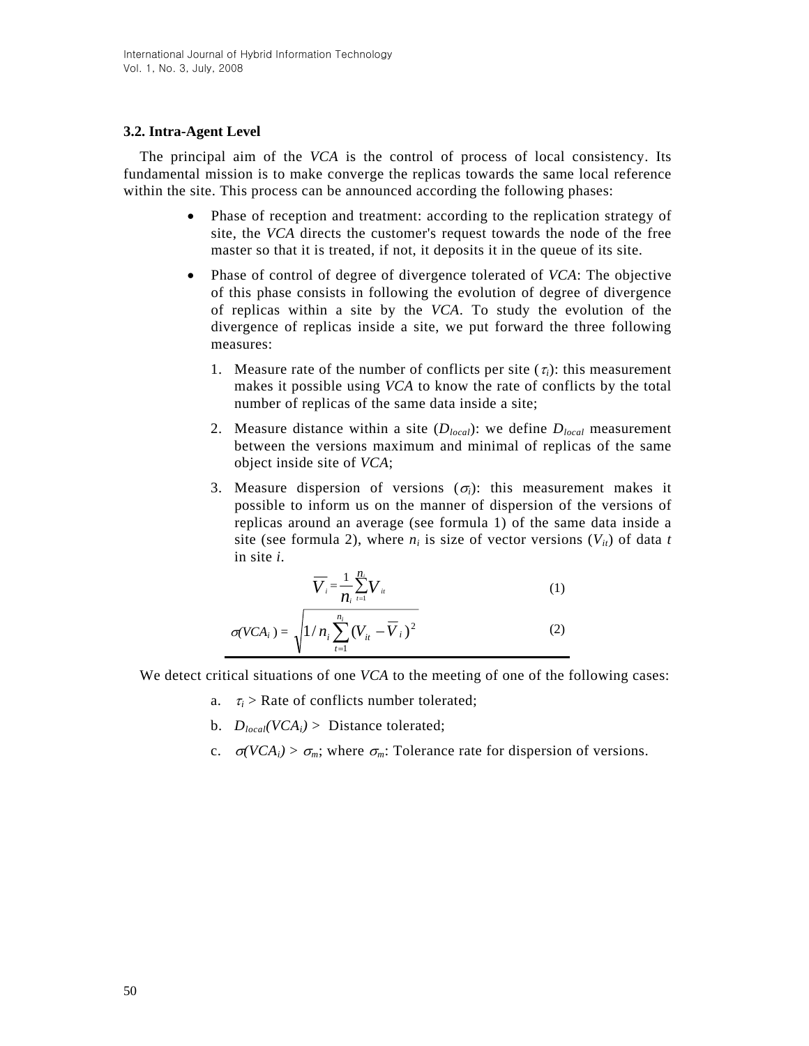### 3.2. Intra-Agent Level

The principal aim of the *VCA* is the control of process of local consistency. Its fundamental mission is to make converge the replicas towards the same local reference within the site. This process can be announced according the following phases:

- Phase of reception and treatment: according to the replication strategy of site, the *VCA* directs the customer's request towards the node of the free master so that it is treated, if not, it deposits it in the queue of its site.
- Phase of control of degree of divergence tolerated of *VCA*: The objective of this phase consists in following the evolution of degree of divergence of replicas within a site by the *VCA*. To study the evolution of the divergence of replicas inside a site, we put forward the three following measures:
  1. Measure rate of the number of conflicts per site ($\tau_i$): this measurement makes it possible using *VCA* to know the rate of conflicts by the total number of replicas of the same data inside a site;
  2. Measure distance within a site ($D_{local}$): we define $D_{local}$ measurement between the versions maximum and minimal of replicas of the same object inside site of *VCA*;
  3. Measure dispersion of versions ($\sigma_i$): this measurement makes it possible to inform us on the manner of dispersion of the versions of replicas around an average (see formula 1) of the same data inside a site (see formula 2), where $n_i$ is size of vector versions ($V_{it}$) of data *t* in site *i*.

$$\overline{V}_i = \frac{1}{n_i}\sum_{t=1}^{n_i} V_{it} \tag{1}$$

$$\sigma(VCA_i) = \sqrt{1/n_i \sum_{t=1}^{n_i} (V_{it} - \overline{V}_i)^2} \tag{2}$$

We detect critical situations of one *VCA* to the meeting of one of the following cases:

a. $\tau_i$ > Rate of conflicts number tolerated;

b. $D_{local}(VCA_i)$ > Distance tolerated;

c. $\sigma(VCA_i) > \sigma_m$; where $\sigma_m$: Tolerance rate for dispersion of versions.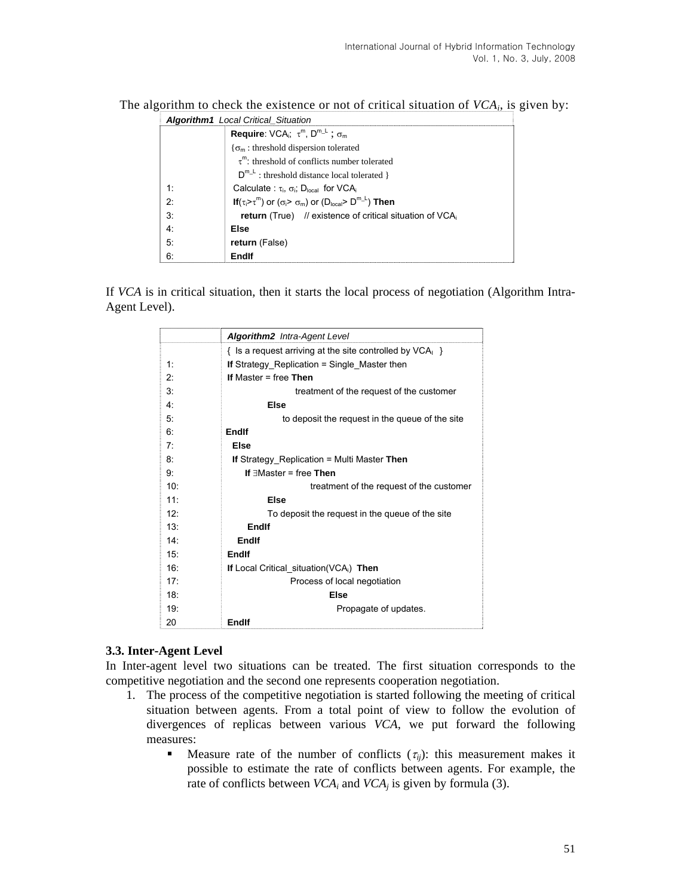The algorithm to check the existence or not of critical situation of $VCA_i$, is given by:

| ***Algorithm1*** *Local Critical_Situation* | |
|---|---|
| | **Require**: $VCA_i$; $\tau^m$, $D^{m\_L}$ ; $\sigma_m$ |
| | { $\sigma_m$ : threshold dispersion tolerated |
| | $\tau^m$: threshold of conflicts number tolerated |
| | $D^{m\_L}$ : threshold distance local tolerated } |
| 1: | Calculate : $\tau_i$, $\sigma_i$; $D_{local}$ for $VCA_i$ |
| 2: | **If**($\tau_i > \tau^m$) or ($\sigma_i > \sigma_m$) or ($D_{local} > D^{m\_L}$) **Then** |
| 3: | **return** (True) // existence of critical situation of $VCA_i$ |
| 4: | **Else** |
| 5: | **return** (False) |
| 6: | **EndIf** |

If *VCA* is in critical situation, then it starts the local process of negotiation (Algorithm Intra-Agent Level).

| | ***Algorithm2*** *Intra-Agent Level* |
|---|---|
| | { Is a request arriving at the site controlled by $VCA_i$ } |
| 1: | **If** Strategy_Replication = Single_Master then |
| 2: | **If** Master = free **Then** |
| 3: | treatment of the request of the customer |
| 4: | **Else** |
| 5: | to deposit the request in the queue of the site |
| 6: | **EndIf** |
| 7: | **Else** |
| 8: | **If** Strategy_Replication = Multi Master **Then** |
| 9: | **If** ∃Master = free **Then** |
| 10: | treatment of the request of the customer |
| 11: | **Else** |
| 12: | To deposit the request in the queue of the site |
| 13: | **EndIf** |
| 14: | **EndIf** |
| 15: | **EndIf** |
| 16: | **If** Local Critical_situation($VCA_i$) **Then** |
| 17: | Process of local negotiation |
| 18: | **Else** |
| 19: | Propagate of updates. |
| 20 | **EndIf** |

### 3.3. Inter-Agent Level

In Inter-agent level two situations can be treated. The first situation corresponds to the competitive negotiation and the second one represents cooperation negotiation.

1. The process of the competitive negotiation is started following the meeting of critical situation between agents. From a total point of view to follow the evolution of divergences of replicas between various *VCA*, we put forward the following measures:
   - Measure rate of the number of conflicts ($\tau_{ij}$): this measurement makes it possible to estimate the rate of conflicts between agents. For example, the rate of conflicts between $VCA_i$ and $VCA_j$ is given by formula (3).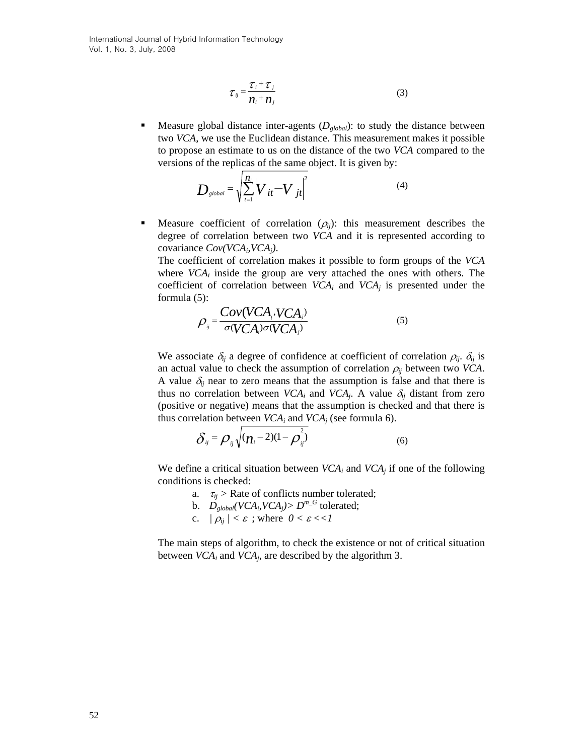$$\tau_{ij} = \frac{\tau_i + \tau_j}{n_i + n_j} \tag{3}$$

- Measure global distance inter-agents ($D_{global}$): to study the distance between two *VCA*, we use the Euclidean distance. This measurement makes it possible to propose an estimate to us on the distance of the two *VCA* compared to the versions of the replicas of the same object. It is given by:

$$D_{global} = \sqrt{\sum_{t=1}^{n_i} \left| V_{it} - V_{jt} \right|^2} \tag{4}$$

- Measure coefficient of correlation ($\rho_{ij}$): this measurement describes the degree of correlation between two *VCA* and it is represented according to covariance $Cov(VCA_i, VCA_j)$.

  The coefficient of correlation makes it possible to form groups of the *VCA* where $VCA_i$ inside the group are very attached the ones with others. The coefficient of correlation between $VCA_i$ and $VCA_j$ is presented under the formula (5):

$$\rho_{ij} = \frac{Cov(VCA_i, VCA_j)}{\sigma(VCA_i)\sigma(VCA_j)} \tag{5}$$

  We associate $\delta_{ij}$ a degree of confidence at coefficient of correlation $\rho_{ij}$. $\delta_{ij}$ is an actual value to check the assumption of correlation $\rho_{ij}$ between two *VCA*. A value $\delta_{ij}$ near to zero means that the assumption is false and that there is thus no correlation between $VCA_i$ and $VCA_j$. A value $\delta_{ij}$ distant from zero (positive or negative) means that the assumption is checked and that there is thus correlation between $VCA_i$ and $VCA_j$ (see formula 6).

$$\delta_{ij} = \rho_{ij} \sqrt{(n_i - 2)(1 - \rho_{ij}^2)} \tag{6}$$

  We define a critical situation between $VCA_i$ and $VCA_j$ if one of the following conditions is checked:

  a. $\tau_{ij}$ > Rate of conflicts number tolerated;
  b. $D_{global}(VCA_i, VCA_j) > D^{m\_G}$ tolerated;
  c. $|\rho_{ij}| < \varepsilon$ ; where $0 < \varepsilon << 1$

  The main steps of algorithm, to check the existence or not of critical situation between $VCA_i$ and $VCA_j$, are described by the algorithm 3.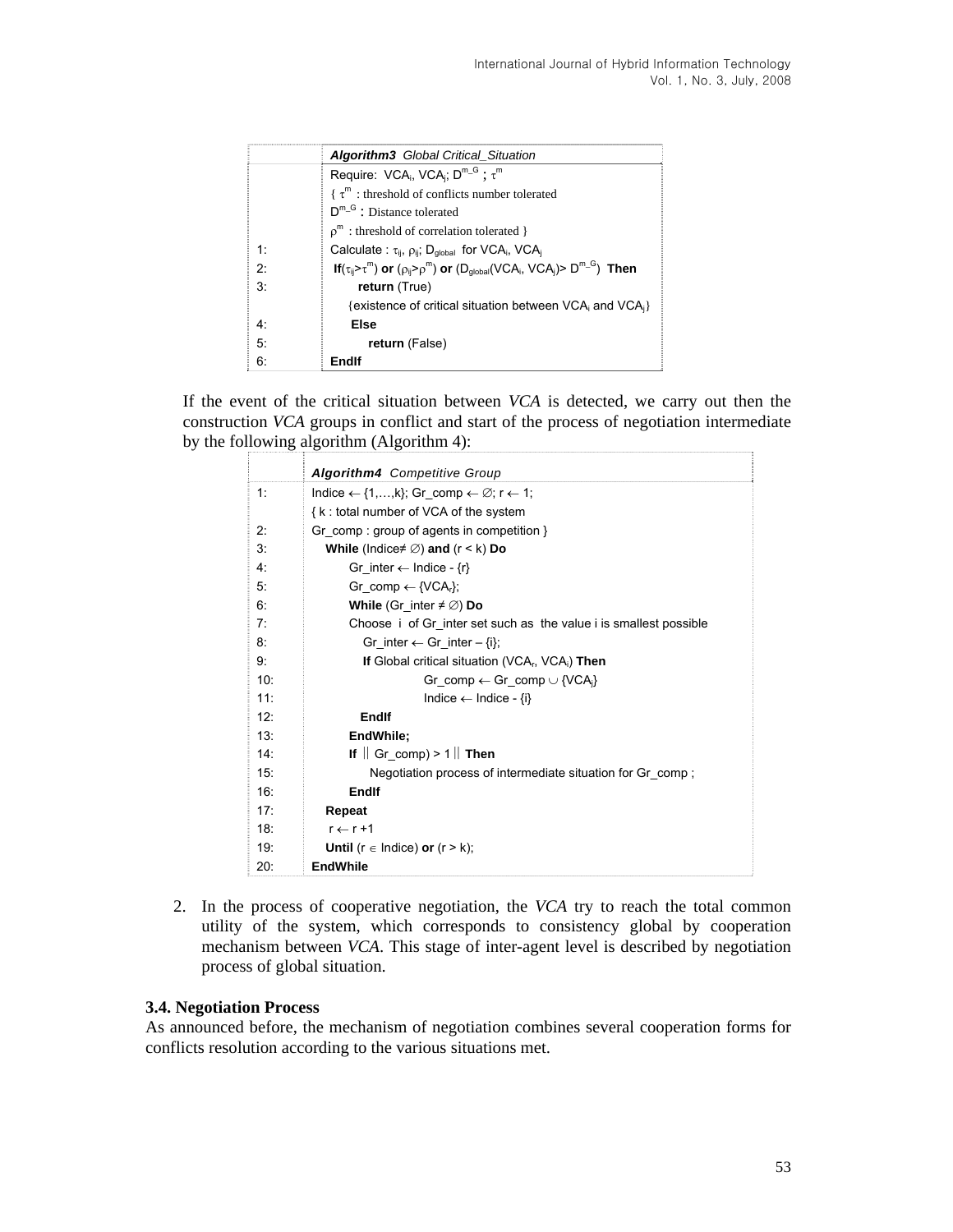| | **Algorithm3** *Global Critical_Situation* |
|---|---|
| | Require: $VCA_i$, $VCA_j$; $D^{m\_G}$ ; $\tau^m$ |
| | { $\tau^m$ : threshold of conflicts number tolerated |
| | $D^{m\_G}$ : Distance tolerated |
| | $\rho^m$ : threshold of correlation tolerated } |
| 1: | Calculate : $\tau_{ij}$, $\rho_{ij}$; $D_{global}$ for $VCA_i$, $VCA_j$ |
| 2: | **If**($\tau_{ij}$>$\tau^m$) **or** ($\rho_{ij}$>$\rho^m$) **or** ($D_{global}(VCA_i, VCA_j)$> $D^{m\_G}$) **Then** |
| 3: | **return** (True) |
| | {existence of critical situation between $VCA_i$ and $VCA_j$} |
| 4: | **Else** |
| 5: | **return** (False) |
| 6: | **EndIf** |

If the event of the critical situation between *VCA* is detected, we carry out then the construction *VCA* groups in conflict and start of the process of negotiation intermediate by the following algorithm (Algorithm 4):

| | **Algorithm4** *Competitive Group* |
|---|---|
| 1: | Indice ← {1,…,k}; Gr_comp ← ∅; r ← 1; |
| | { k : total number of VCA of the system |
| 2: | Gr_comp : group of agents in competition } |
| 3: | **While** (Indice≠ ∅) **and** (r < k) **Do** |
| 4: | Gr_inter ← Indice - {r} |
| 5: | Gr_comp ← {$VCA_r$}; |
| 6: | **While** (Gr_inter ≠ ∅) **Do** |
| 7: | Choose i of Gr_inter set such as the value i is smallest possible |
| 8: | Gr_inter ← Gr_inter – {i}; |
| 9: | **If** Global critical situation ($VCA_r$, $VCA_i$) **Then** |
| 10: | Gr_comp ← Gr_comp ∪ {$VCA_j$} |
| 11: | Indice ← Indice - {i} |
| 12: | **EndIf** |
| 13: | **EndWhile;** |
| 14: | **If** ‖ Gr_comp) > 1 ‖ **Then** |
| 15: | Negotiation process of intermediate situation for Gr_comp ; |
| 16: | **EndIf** |
| 17: | **Repeat** |
| 18: | r ← r +1 |
| 19: | **Until** (r ∈ Indice) **or** (r > k); |
| 20: | **EndWhile** |

2. In the process of cooperative negotiation, the *VCA* try to reach the total common utility of the system, which corresponds to consistency global by cooperation mechanism between *VCA*. This stage of inter-agent level is described by negotiation process of global situation.

### 3.4. Negotiation Process

As announced before, the mechanism of negotiation combines several cooperation forms for conflicts resolution according to the various situations met.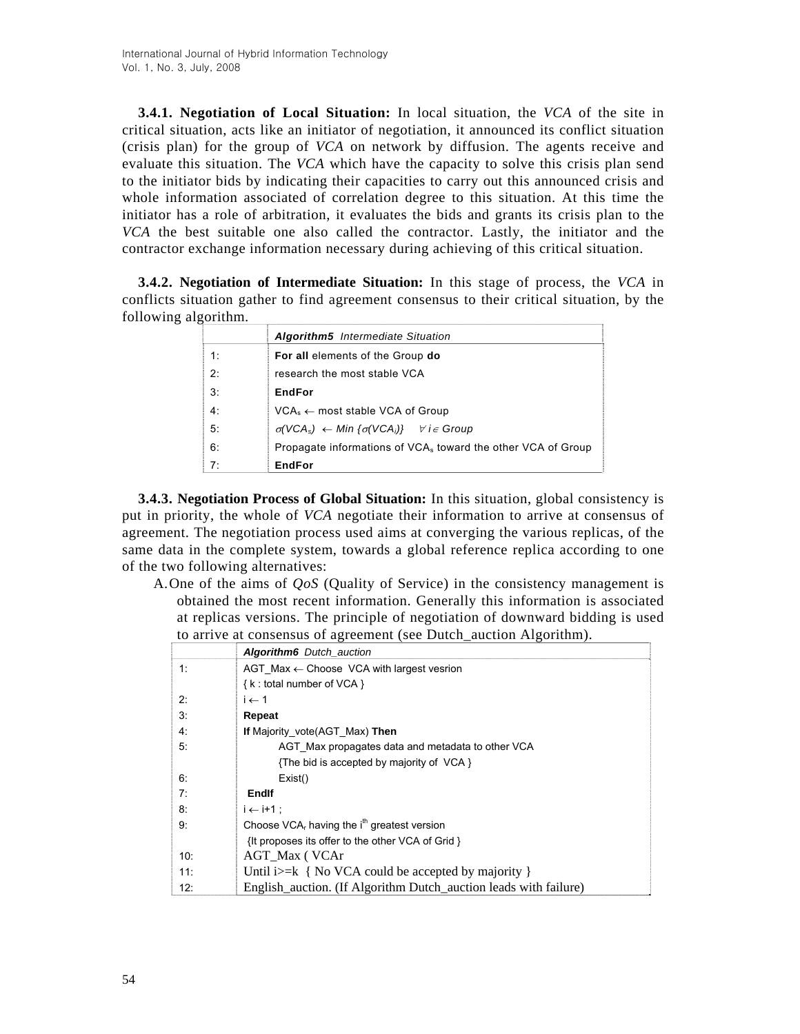**3.4.1. Negotiation of Local Situation:** In local situation, the *VCA* of the site in critical situation, acts like an initiator of negotiation, it announced its conflict situation (crisis plan) for the group of *VCA* on network by diffusion. The agents receive and evaluate this situation. The *VCA* which have the capacity to solve this crisis plan send to the initiator bids by indicating their capacities to carry out this announced crisis and whole information associated of correlation degree to this situation. At this time the initiator has a role of arbitration, it evaluates the bids and grants its crisis plan to the *VCA* the best suitable one also called the contractor. Lastly, the initiator and the contractor exchange information necessary during achieving of this critical situation.

**3.4.2. Negotiation of Intermediate Situation:** In this stage of process, the *VCA* in conflicts situation gather to find agreement consensus to their critical situation, by the following algorithm.

| | ***Algorithm5*** *Intermediate Situation* |
|---|---|
| 1: | **For all** elements of the Group **do** |
| 2: | research the most stable VCA |
| 3: | **EndFor** |
| 4: | $VCA_s \leftarrow$ most stable VCA of Group |
| 5: | $\sigma(VCA_s) \leftarrow Min\ \{\sigma(VCA_i)\}\quad \forall\, i \in Group$ |
| 6: | Propagate informations of $VCA_s$ toward the other VCA of Group |
| 7: | **EndFor** |

**3.4.3. Negotiation Process of Global Situation:** In this situation, global consistency is put in priority, the whole of *VCA* negotiate their information to arrive at consensus of agreement. The negotiation process used aims at converging the various replicas, of the same data in the complete system, towards a global reference replica according to one of the two following alternatives:

A. One of the aims of *QoS* (Quality of Service) in the consistency management is obtained the most recent information. Generally this information is associated at replicas versions. The principle of negotiation of downward bidding is used to arrive at consensus of agreement (see Dutch_auction Algorithm).

| | ***Algorithm6*** *Dutch_auction* |
|---|---|
| 1: | AGT_Max $\leftarrow$ Choose VCA with largest vesrion<br>{ k : total number of VCA } |
| 2: | i $\leftarrow$ 1 |
| 3: | **Repeat** |
| 4: | **If** Majority_vote(AGT_Max) **Then** |
| 5: | AGT_Max propagates data and metadata to other VCA<br>{The bid is accepted by majority of VCA } |
| 6: | Exist() |
| 7: | **EndIf** |
| 8: | i $\leftarrow$ i+1 ; |
| 9: | Choose $VCA_r$ having the $i^{th}$ greatest version<br>{It proposes its offer to the other VCA of Grid } |
| 10: | AGT_Max ( VCAr |
| 11: | Until i>=k { No VCA could be accepted by majority } |
| 12: | English_auction. (If Algorithm Dutch_auction leads with failure) |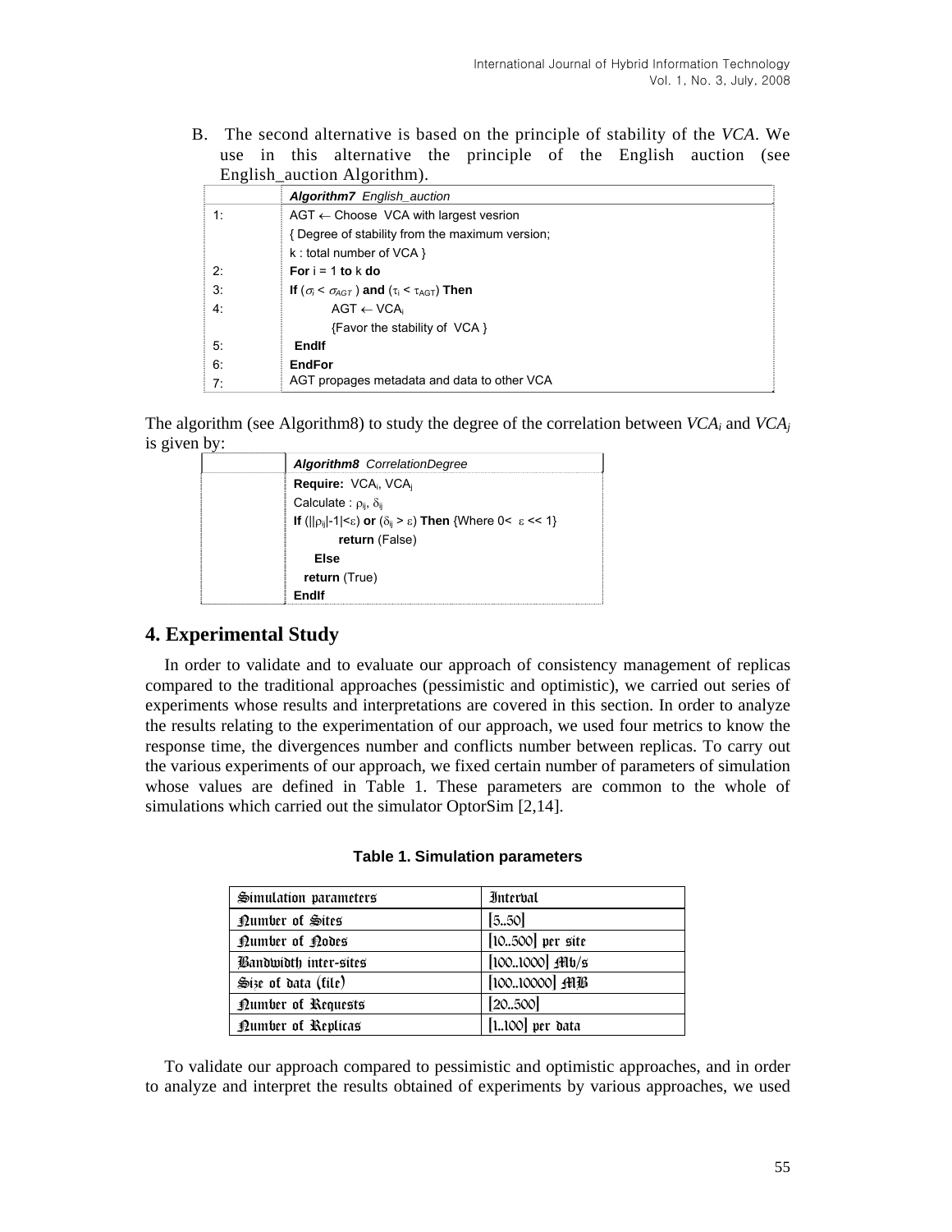B. The second alternative is based on the principle of stability of the *VCA*. We use in this alternative the principle of the English auction (see English_auction Algorithm).

| | ***Algorithm7*** *English_auction* |
|---|---|
| 1: | AGT ← Choose VCA with largest vesrion |
| | { Degree of stability from the maximum version; |
| | k : total number of VCA } |
| 2: | **For** i = 1 **to** k **do** |
| 3: | **If** ($\sigma_i < \sigma_{AGT}$ ) **and** ($\tau_i < \tau_{AGT}$) **Then** |
| 4: | AGT ← $VCA_i$ |
| | {Favor the stability of VCA } |
| 5: | **EndIf** |
| 6: | **EndFor** |
| 7: | AGT propages metadata and data to other VCA |

The algorithm (see Algorithm8) to study the degree of the correlation between $VCA_i$ and $VCA_j$ is given by:

| | ***Algorithm8*** *CorrelationDegree* |
|---|---|
| | **Require:** $VCA_i$, $VCA_j$ |
| | Calculate : $\rho_{ij}$, $\delta_{ij}$ |
| | **If** ($\|\|\rho_{ij}\|-1\|<\varepsilon$) **or** ($\delta_{ij} > \varepsilon$) **Then** {Where $0< \varepsilon << 1$} |
| | **return** (False) |
| | **Else** |
| | **return** (True) |
| | **EndIf** |

## 4. Experimental Study

In order to validate and to evaluate our approach of consistency management of replicas compared to the traditional approaches (pessimistic and optimistic), we carried out series of experiments whose results and interpretations are covered in this section. In order to analyze the results relating to the experimentation of our approach, we used four metrics to know the response time, the divergences number and conflicts number between replicas. To carry out the various experiments of our approach, we fixed certain number of parameters of simulation whose values are defined in Table 1. These parameters are common to the whole of simulations which carried out the simulator OptorSim [2,14].

**Table 1. Simulation parameters**

| Simulation parameters | Interval |
|---|---|
| Number of Sites | [5..50] |
| Number of Nodes | [10..500] per site |
| Bandwidth inter-sites | [100..1000] Mb/s |
| Size of data (file) | [100..10000] MB |
| Number of Requests | [20..500] |
| Number of Replicas | [1..100] per data |

To validate our approach compared to pessimistic and optimistic approaches, and in order to analyze and interpret the results obtained of experiments by various approaches, we used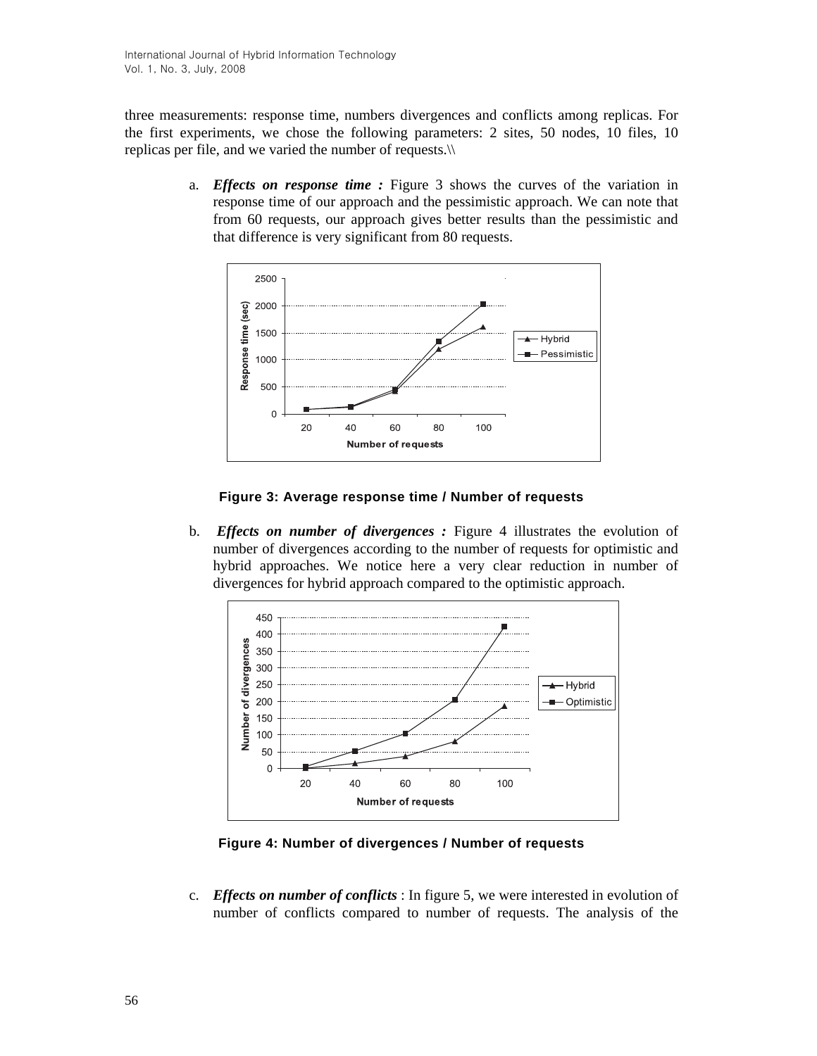three measurements: response time, numbers divergences and conflicts among replicas. For the first experiments, we chose the following parameters: 2 sites, 50 nodes, 10 files, 10 replicas per file, and we varied the number of requests.\\

a. ***Effects on response time :*** Figure 3 shows the curves of the variation in response time of our approach and the pessimistic approach. We can note that from 60 requests, our approach gives better results than the pessimistic and that difference is very significant from 80 requests.

**Figure 3: Average response time / Number of requests**

b. ***Effects on number of divergences :*** Figure 4 illustrates the evolution of number of divergences according to the number of requests for optimistic and hybrid approaches. We notice here a very clear reduction in number of divergences for hybrid approach compared to the optimistic approach.

**Figure 4: Number of divergences / Number of requests**

c. ***Effects on number of conflicts*** : In figure 5, we were interested in evolution of number of conflicts compared to number of requests. The analysis of the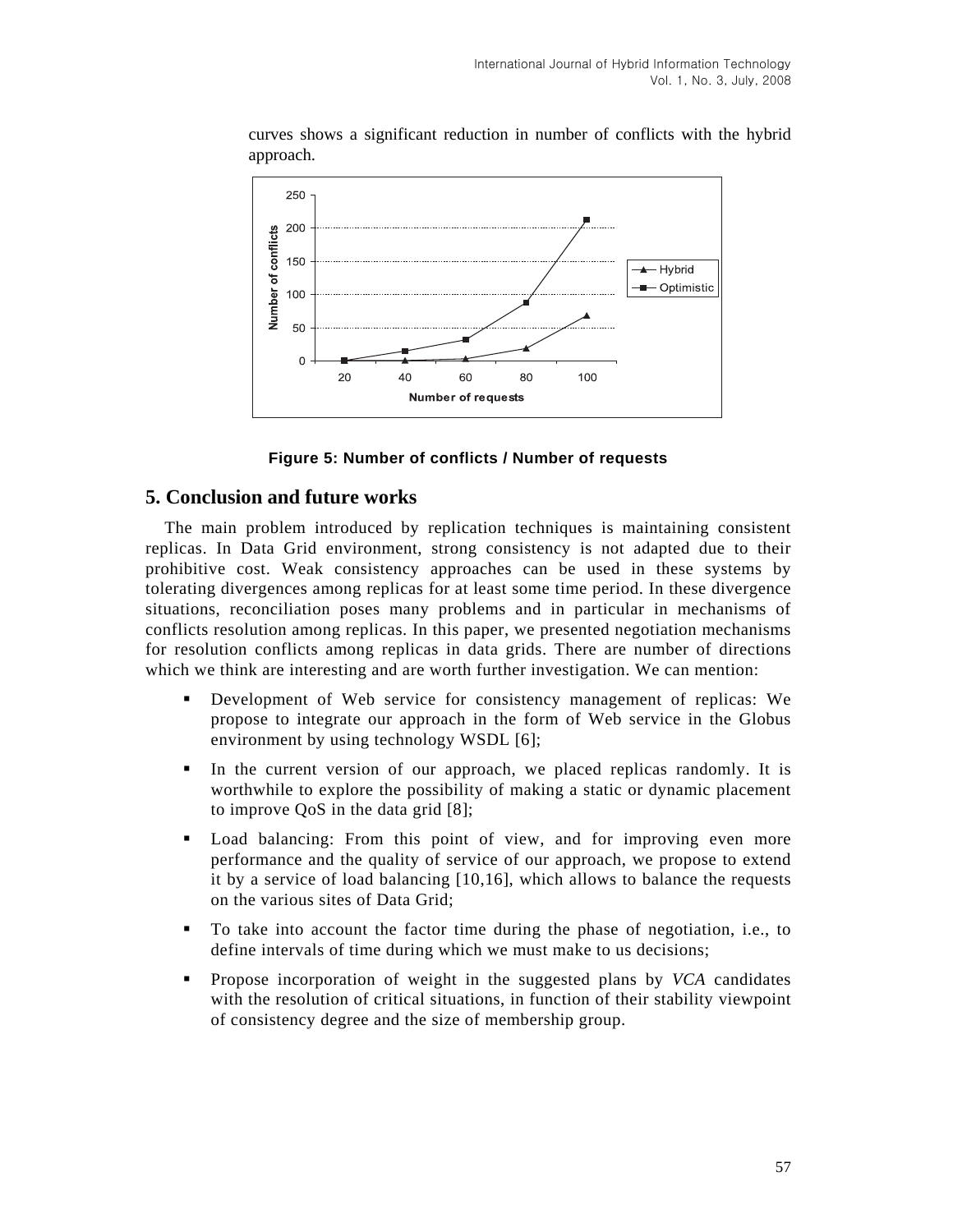curves shows a significant reduction in number of conflicts with the hybrid approach.

**Figure 5: Number of conflicts / Number of requests**

## 5. Conclusion and future works

The main problem introduced by replication techniques is maintaining consistent replicas. In Data Grid environment, strong consistency is not adapted due to their prohibitive cost. Weak consistency approaches can be used in these systems by tolerating divergences among replicas for at least some time period. In these divergence situations, reconciliation poses many problems and in particular in mechanisms of conflicts resolution among replicas. In this paper, we presented negotiation mechanisms for resolution conflicts among replicas in data grids. There are number of directions which we think are interesting and are worth further investigation. We can mention:

- Development of Web service for consistency management of replicas: We propose to integrate our approach in the form of Web service in the Globus environment by using technology WSDL [6];
- In the current version of our approach, we placed replicas randomly. It is worthwhile to explore the possibility of making a static or dynamic placement to improve QoS in the data grid [8];
- Load balancing: From this point of view, and for improving even more performance and the quality of service of our approach, we propose to extend it by a service of load balancing [10,16], which allows to balance the requests on the various sites of Data Grid;
- To take into account the factor time during the phase of negotiation, i.e., to define intervals of time during which we must make to us decisions;
- Propose incorporation of weight in the suggested plans by *VCA* candidates with the resolution of critical situations, in function of their stability viewpoint of consistency degree and the size of membership group.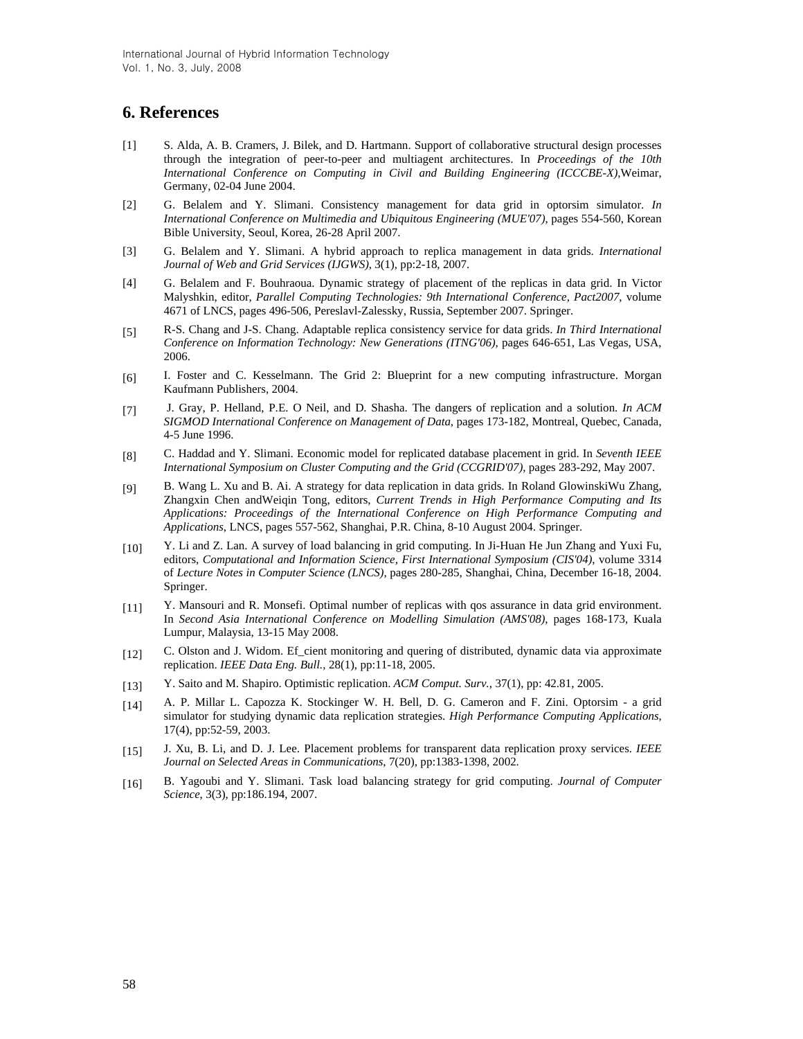## 6. References

[1] S. Alda, A. B. Cramers, J. Bilek, and D. Hartmann. Support of collaborative structural design processes through the integration of peer-to-peer and multiagent architectures. In *Proceedings of the 10th International Conference on Computing in Civil and Building Engineering (ICCCBE-X)*,Weimar, Germany, 02-04 June 2004.

[2] G. Belalem and Y. Slimani. Consistency management for data grid in optorsim simulator. *In International Conference on Multimedia and Ubiquitous Engineering (MUE'07)*, pages 554-560, Korean Bible University, Seoul, Korea, 26-28 April 2007.

[3] G. Belalem and Y. Slimani. A hybrid approach to replica management in data grids. *International Journal of Web and Grid Services (IJGWS)*, 3(1), pp:2-18, 2007.

[4] G. Belalem and F. Bouhraoua. Dynamic strategy of placement of the replicas in data grid. In Victor Malyshkin, editor, *Parallel Computing Technologies: 9th International Conference, Pact2007*, volume 4671 of LNCS, pages 496-506, Pereslavl-Zalessky, Russia, September 2007. Springer.

[5] R-S. Chang and J-S. Chang. Adaptable replica consistency service for data grids. *In Third International Conference on Information Technology: New Generations (ITNG'06)*, pages 646-651, Las Vegas, USA, 2006.

[6] I. Foster and C. Kesselmann. The Grid 2: Blueprint for a new computing infrastructure. Morgan Kaufmann Publishers, 2004.

[7] J. Gray, P. Helland, P.E. O Neil, and D. Shasha. The dangers of replication and a solution. *In ACM SIGMOD International Conference on Management of Data*, pages 173-182, Montreal, Quebec, Canada, 4-5 June 1996.

[8] C. Haddad and Y. Slimani. Economic model for replicated database placement in grid. In *Seventh IEEE International Symposium on Cluster Computing and the Grid (CCGRID'07)*, pages 283-292, May 2007.

[9] B. Wang L. Xu and B. Ai. A strategy for data replication in data grids. In Roland GlowinskiWu Zhang, Zhangxin Chen andWeiqin Tong, editors, *Current Trends in High Performance Computing and Its Applications: Proceedings of the International Conference on High Performance Computing and Applications*, LNCS, pages 557-562, Shanghai, P.R. China, 8-10 August 2004. Springer.

[10] Y. Li and Z. Lan. A survey of load balancing in grid computing. In Ji-Huan He Jun Zhang and Yuxi Fu, editors, *Computational and Information Science, First International Symposium (CIS'04)*, volume 3314 of *Lecture Notes in Computer Science (LNCS)*, pages 280-285, Shanghai, China, December 16-18, 2004. Springer.

[11] Y. Mansouri and R. Monsefi. Optimal number of replicas with qos assurance in data grid environment. In *Second Asia International Conference on Modelling Simulation (AMS'08)*, pages 168-173, Kuala Lumpur, Malaysia, 13-15 May 2008.

[12] C. Olston and J. Widom. Ef_cient monitoring and quering of distributed, dynamic data via approximate replication. *IEEE Data Eng. Bull.*, 28(1), pp:11-18, 2005.

[13] Y. Saito and M. Shapiro. Optimistic replication. *ACM Comput. Surv.*, 37(1), pp: 42.81, 2005.

[14] A. P. Millar L. Capozza K. Stockinger W. H. Bell, D. G. Cameron and F. Zini. Optorsim - a grid simulator for studying dynamic data replication strategies. *High Performance Computing Applications*, 17(4), pp:52-59, 2003.

[15] J. Xu, B. Li, and D. J. Lee. Placement problems for transparent data replication proxy services. *IEEE Journal on Selected Areas in Communications*, 7(20), pp:1383-1398, 2002.

[16] B. Yagoubi and Y. Slimani. Task load balancing strategy for grid computing. *Journal of Computer Science*, 3(3), pp:186.194, 2007.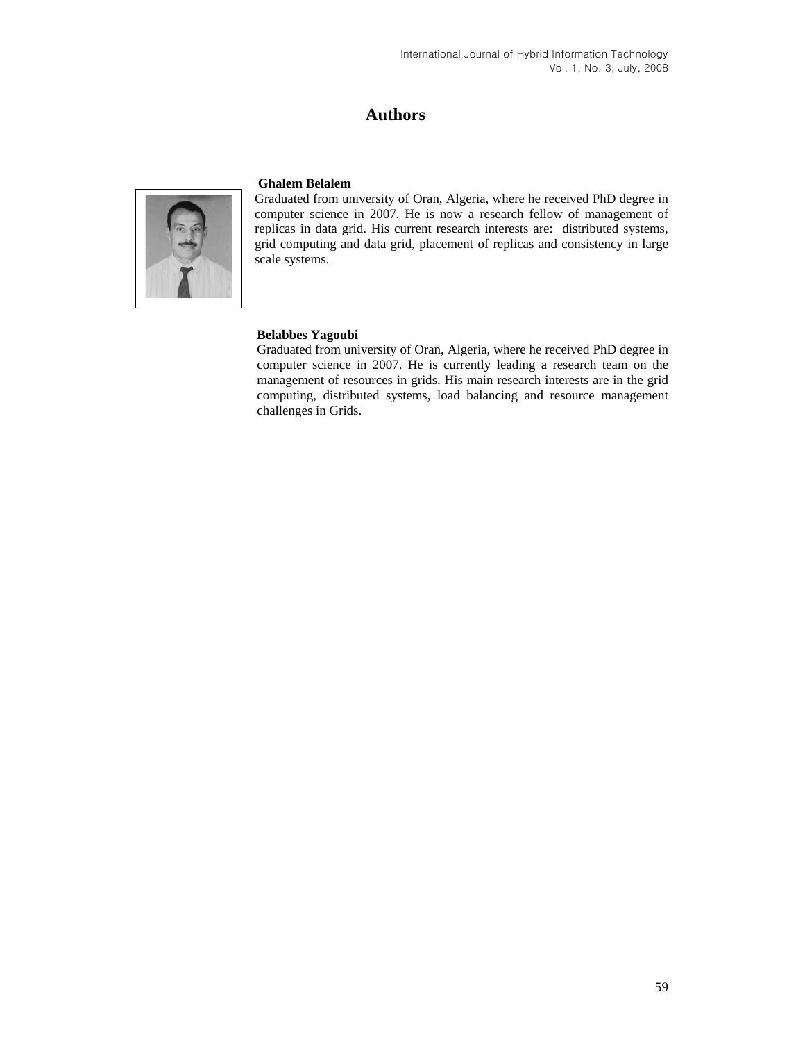# Authors

**Ghalem Belalem**

Graduated from university of Oran, Algeria, where he received PhD degree in computer science in 2007. He is now a research fellow of management of replicas in data grid. His current research interests are: distributed systems, grid computing and data grid, placement of replicas and consistency in large scale systems.

**Belabbes Yagoubi**

Graduated from university of Oran, Algeria, where he received PhD degree in computer science in 2007. He is currently leading a research team on the management of resources in grids. His main research interests are in the grid computing, distributed systems, load balancing and resource management challenges in Grids.